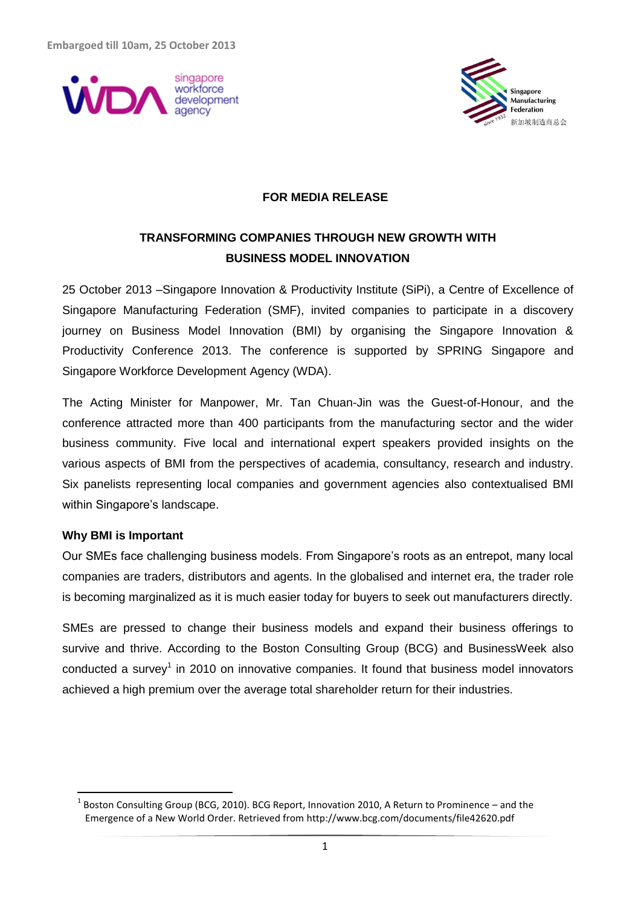Embargoed till 10am, 25 October 2013

**FOR MEDIA RELEASE**

# TRANSFORMING COMPANIES THROUGH NEW GROWTH WITH BUSINESS MODEL INNOVATION

25 October 2013 –Singapore Innovation & Productivity Institute (SiPi), a Centre of Excellence of Singapore Manufacturing Federation (SMF), invited companies to participate in a discovery journey on Business Model Innovation (BMI) by organising the Singapore Innovation & Productivity Conference 2013. The conference is supported by SPRING Singapore and Singapore Workforce Development Agency (WDA).

The Acting Minister for Manpower, Mr. Tan Chuan-Jin was the Guest-of-Honour, and the conference attracted more than 400 participants from the manufacturing sector and the wider business community. Five local and international expert speakers provided insights on the various aspects of BMI from the perspectives of academia, consultancy, research and industry. Six panelists representing local companies and government agencies also contextualised BMI within Singapore's landscape.

## Why BMI is Important

Our SMEs face challenging business models. From Singapore's roots as an entrepot, many local companies are traders, distributors and agents. In the globalised and internet era, the trader role is becoming marginalized as it is much easier today for buyers to seek out manufacturers directly.

SMEs are pressed to change their business models and expand their business offerings to survive and thrive. According to the Boston Consulting Group (BCG) and BusinessWeek also conducted a survey[1] in 2010 on innovative companies. It found that business model innovators achieved a high premium over the average total shareholder return for their industries.

[1] Boston Consulting Group (BCG, 2010). BCG Report, Innovation 2010, A Return to Prominence – and the Emergence of a New World Order. Retrieved from http://www.bcg.com/documents/file42620.pdf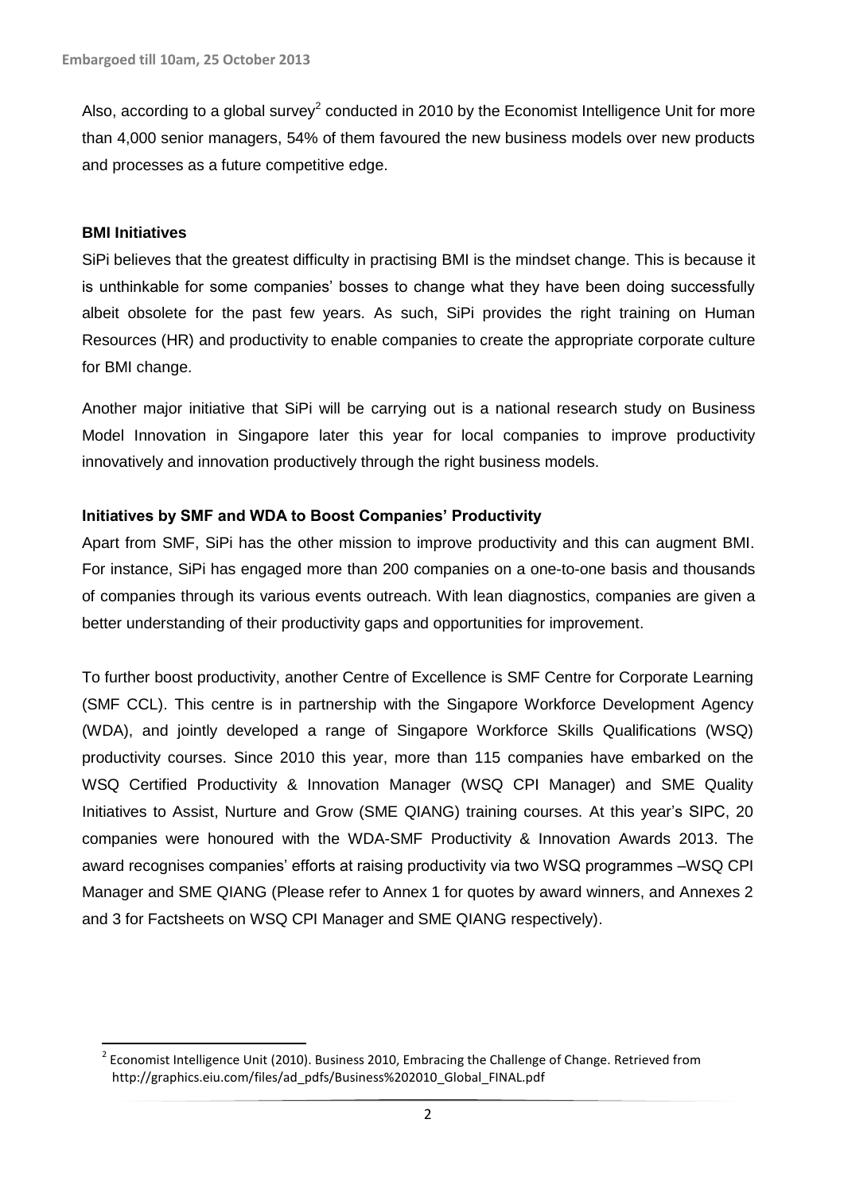Also, according to a global survey[2] conducted in 2010 by the Economist Intelligence Unit for more than 4,000 senior managers, 54% of them favoured the new business models over new products and processes as a future competitive edge.

**BMI Initiatives**

SiPi believes that the greatest difficulty in practising BMI is the mindset change. This is because it is unthinkable for some companies' bosses to change what they have been doing successfully albeit obsolete for the past few years. As such, SiPi provides the right training on Human Resources (HR) and productivity to enable companies to create the appropriate corporate culture for BMI change.

Another major initiative that SiPi will be carrying out is a national research study on Business Model Innovation in Singapore later this year for local companies to improve productivity innovatively and innovation productively through the right business models.

**Initiatives by SMF and WDA to Boost Companies' Productivity**

Apart from SMF, SiPi has the other mission to improve productivity and this can augment BMI. For instance, SiPi has engaged more than 200 companies on a one-to-one basis and thousands of companies through its various events outreach. With lean diagnostics, companies are given a better understanding of their productivity gaps and opportunities for improvement.

To further boost productivity, another Centre of Excellence is SMF Centre for Corporate Learning (SMF CCL). This centre is in partnership with the Singapore Workforce Development Agency (WDA), and jointly developed a range of Singapore Workforce Skills Qualifications (WSQ) productivity courses. Since 2010 this year, more than 115 companies have embarked on the WSQ Certified Productivity & Innovation Manager (WSQ CPI Manager) and SME Quality Initiatives to Assist, Nurture and Grow (SME QIANG) training courses. At this year's SIPC, 20 companies were honoured with the WDA-SMF Productivity & Innovation Awards 2013. The award recognises companies' efforts at raising productivity via two WSQ programmes –WSQ CPI Manager and SME QIANG (Please refer to Annex 1 for quotes by award winners, and Annexes 2 and 3 for Factsheets on WSQ CPI Manager and SME QIANG respectively).

---

[2] Economist Intelligence Unit (2010). Business 2010, Embracing the Challenge of Change. Retrieved from http://graphics.eiu.com/files/ad_pdfs/Business%202010_Global_FINAL.pdf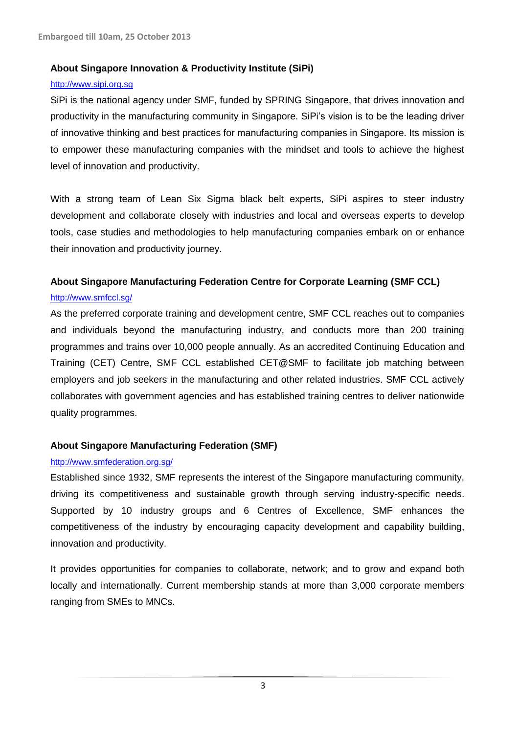Embargoed till 10am, 25 October 2013

**About Singapore Innovation & Productivity Institute (SiPi)**

http://www.sipi.org.sg

SiPi is the national agency under SMF, funded by SPRING Singapore, that drives innovation and productivity in the manufacturing community in Singapore. SiPi's vision is to be the leading driver of innovative thinking and best practices for manufacturing companies in Singapore. Its mission is to empower these manufacturing companies with the mindset and tools to achieve the highest level of innovation and productivity.

With a strong team of Lean Six Sigma black belt experts, SiPi aspires to steer industry development and collaborate closely with industries and local and overseas experts to develop tools, case studies and methodologies to help manufacturing companies embark on or enhance their innovation and productivity journey.

**About Singapore Manufacturing Federation Centre for Corporate Learning (SMF CCL)**

http://www.smfccl.sg/

As the preferred corporate training and development centre, SMF CCL reaches out to companies and individuals beyond the manufacturing industry, and conducts more than 200 training programmes and trains over 10,000 people annually. As an accredited Continuing Education and Training (CET) Centre, SMF CCL established CET@SMF to facilitate job matching between employers and job seekers in the manufacturing and other related industries. SMF CCL actively collaborates with government agencies and has established training centres to deliver nationwide quality programmes.

**About Singapore Manufacturing Federation (SMF)**

http://www.smfederation.org.sg/

Established since 1932, SMF represents the interest of the Singapore manufacturing community, driving its competitiveness and sustainable growth through serving industry-specific needs. Supported by 10 industry groups and 6 Centres of Excellence, SMF enhances the competitiveness of the industry by encouraging capacity development and capability building, innovation and productivity.

It provides opportunities for companies to collaborate, network; and to grow and expand both locally and internationally. Current membership stands at more than 3,000 corporate members ranging from SMEs to MNCs.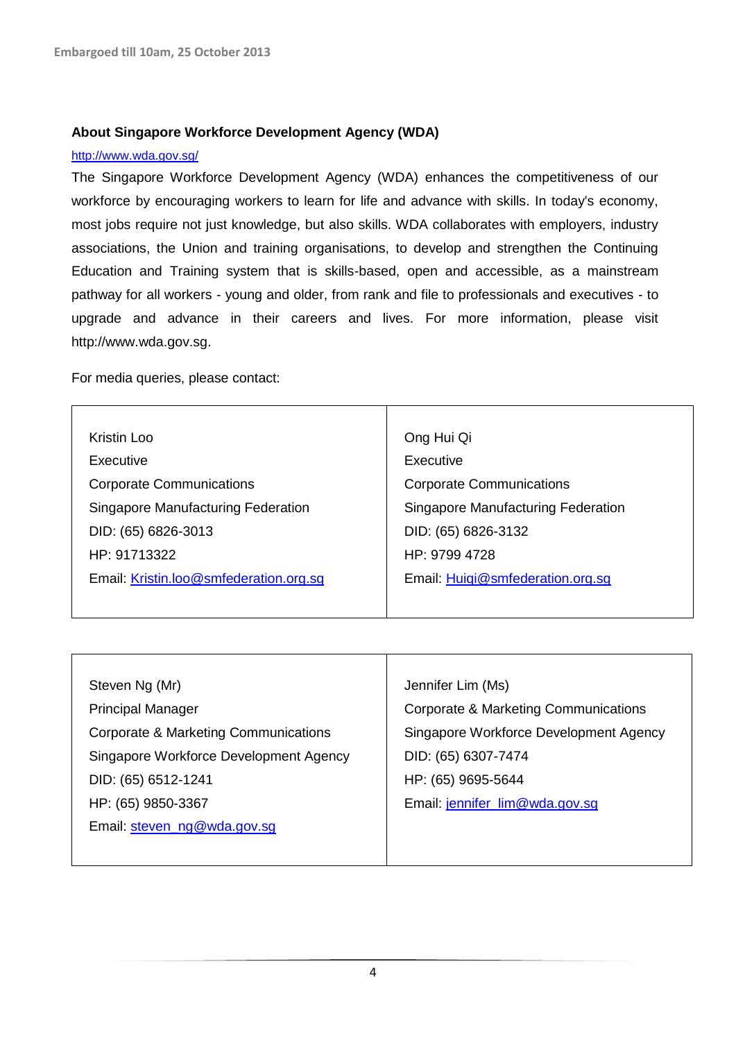Embargoed till 10am, 25 October 2013

**About Singapore Workforce Development Agency (WDA)**

http://www.wda.gov.sg/

The Singapore Workforce Development Agency (WDA) enhances the competitiveness of our workforce by encouraging workers to learn for life and advance with skills. In today's economy, most jobs require not just knowledge, but also skills. WDA collaborates with employers, industry associations, the Union and training organisations, to develop and strengthen the Continuing Education and Training system that is skills-based, open and accessible, as a mainstream pathway for all workers - young and older, from rank and file to professionals and executives - to upgrade and advance in their careers and lives. For more information, please visit http://www.wda.gov.sg.

For media queries, please contact:

| | |
|---|---|
| Kristin Loo<br>Executive<br>Corporate Communications<br>Singapore Manufacturing Federation<br>DID: (65) 6826-3013<br>HP: 91713322<br>Email: Kristin.loo@smfederation.org.sg | Ong Hui Qi<br>Executive<br>Corporate Communications<br>Singapore Manufacturing Federation<br>DID: (65) 6826-3132<br>HP: 9799 4728<br>Email: Huiqi@smfederation.org.sg |

| | |
|---|---|
| Steven Ng (Mr)<br>Principal Manager<br>Corporate & Marketing Communications<br>Singapore Workforce Development Agency<br>DID: (65) 6512-1241<br>HP: (65) 9850-3367<br>Email: steven_ng@wda.gov.sg | Jennifer Lim (Ms)<br>Corporate & Marketing Communications<br>Singapore Workforce Development Agency<br>DID: (65) 6307-7474<br>HP: (65) 9695-5644<br>Email: jennifer_lim@wda.gov.sg |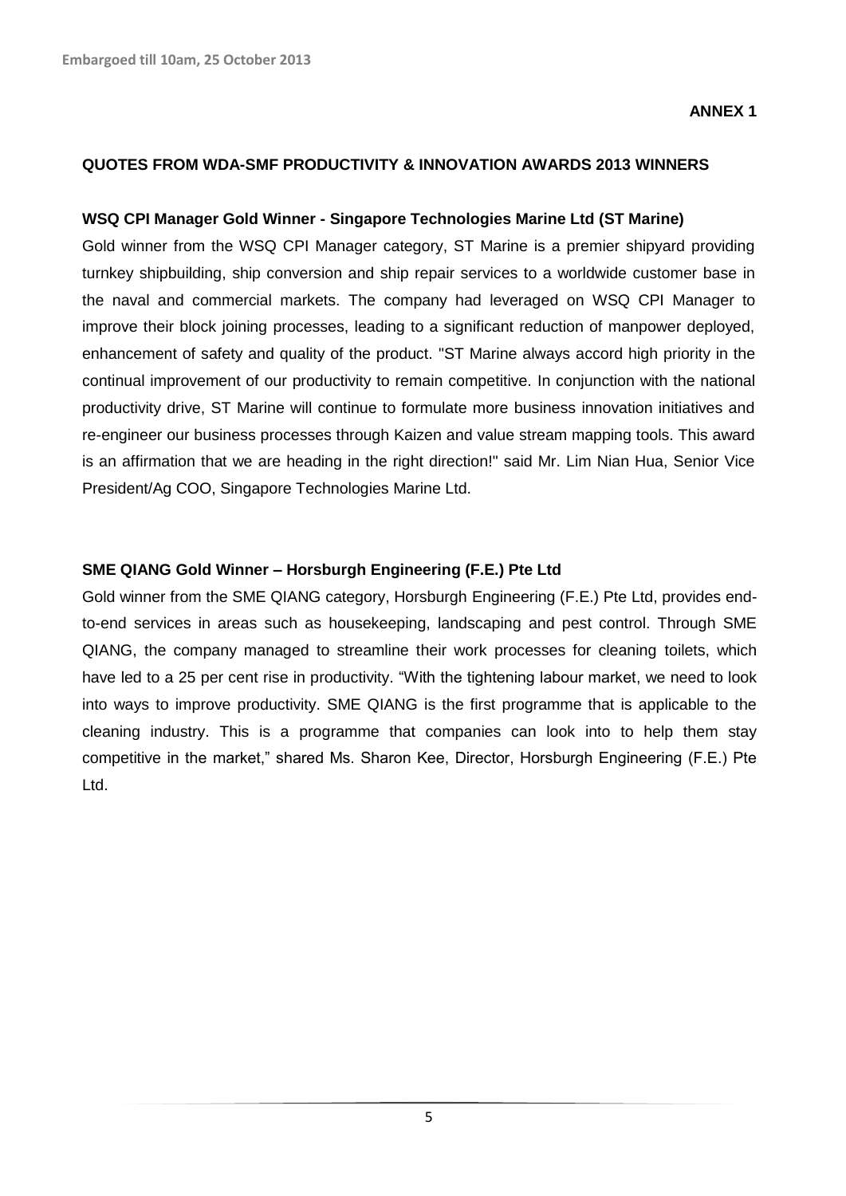Embargoed till 10am, 25 October 2013

**ANNEX 1**

**QUOTES FROM WDA-SMF PRODUCTIVITY & INNOVATION AWARDS 2013 WINNERS**

**WSQ CPI Manager Gold Winner - Singapore Technologies Marine Ltd (ST Marine)**

Gold winner from the WSQ CPI Manager category, ST Marine is a premier shipyard providing turnkey shipbuilding, ship conversion and ship repair services to a worldwide customer base in the naval and commercial markets. The company had leveraged on WSQ CPI Manager to improve their block joining processes, leading to a significant reduction of manpower deployed, enhancement of safety and quality of the product. "ST Marine always accord high priority in the continual improvement of our productivity to remain competitive. In conjunction with the national productivity drive, ST Marine will continue to formulate more business innovation initiatives and re-engineer our business processes through Kaizen and value stream mapping tools. This award is an affirmation that we are heading in the right direction!" said Mr. Lim Nian Hua, Senior Vice President/Ag COO, Singapore Technologies Marine Ltd.

**SME QIANG Gold Winner – Horsburgh Engineering (F.E.) Pte Ltd**

Gold winner from the SME QIANG category, Horsburgh Engineering (F.E.) Pte Ltd, provides end-to-end services in areas such as housekeeping, landscaping and pest control. Through SME QIANG, the company managed to streamline their work processes for cleaning toilets, which have led to a 25 per cent rise in productivity. "With the tightening labour market, we need to look into ways to improve productivity. SME QIANG is the first programme that is applicable to the cleaning industry. This is a programme that companies can look into to help them stay competitive in the market," shared Ms. Sharon Kee, Director, Horsburgh Engineering (F.E.) Pte Ltd.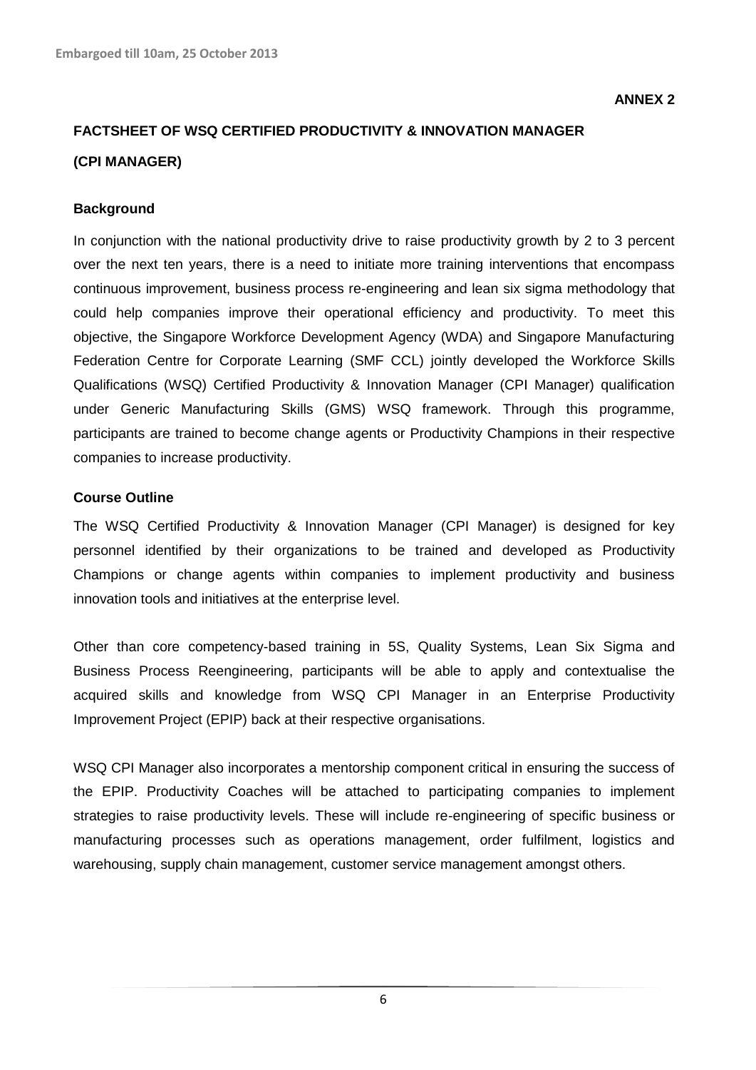Embargoed till 10am, 25 October 2013

**ANNEX 2**

## FACTSHEET OF WSQ CERTIFIED PRODUCTIVITY & INNOVATION MANAGER (CPI MANAGER)

### Background

In conjunction with the national productivity drive to raise productivity growth by 2 to 3 percent over the next ten years, there is a need to initiate more training interventions that encompass continuous improvement, business process re-engineering and lean six sigma methodology that could help companies improve their operational efficiency and productivity. To meet this objective, the Singapore Workforce Development Agency (WDA) and Singapore Manufacturing Federation Centre for Corporate Learning (SMF CCL) jointly developed the Workforce Skills Qualifications (WSQ) Certified Productivity & Innovation Manager (CPI Manager) qualification under Generic Manufacturing Skills (GMS) WSQ framework. Through this programme, participants are trained to become change agents or Productivity Champions in their respective companies to increase productivity.

### Course Outline

The WSQ Certified Productivity & Innovation Manager (CPI Manager) is designed for key personnel identified by their organizations to be trained and developed as Productivity Champions or change agents within companies to implement productivity and business innovation tools and initiatives at the enterprise level.

Other than core competency-based training in 5S, Quality Systems, Lean Six Sigma and Business Process Reengineering, participants will be able to apply and contextualise the acquired skills and knowledge from WSQ CPI Manager in an Enterprise Productivity Improvement Project (EPIP) back at their respective organisations.

WSQ CPI Manager also incorporates a mentorship component critical in ensuring the success of the EPIP. Productivity Coaches will be attached to participating companies to implement strategies to raise productivity levels. These will include re-engineering of specific business or manufacturing processes such as operations management, order fulfilment, logistics and warehousing, supply chain management, customer service management amongst others.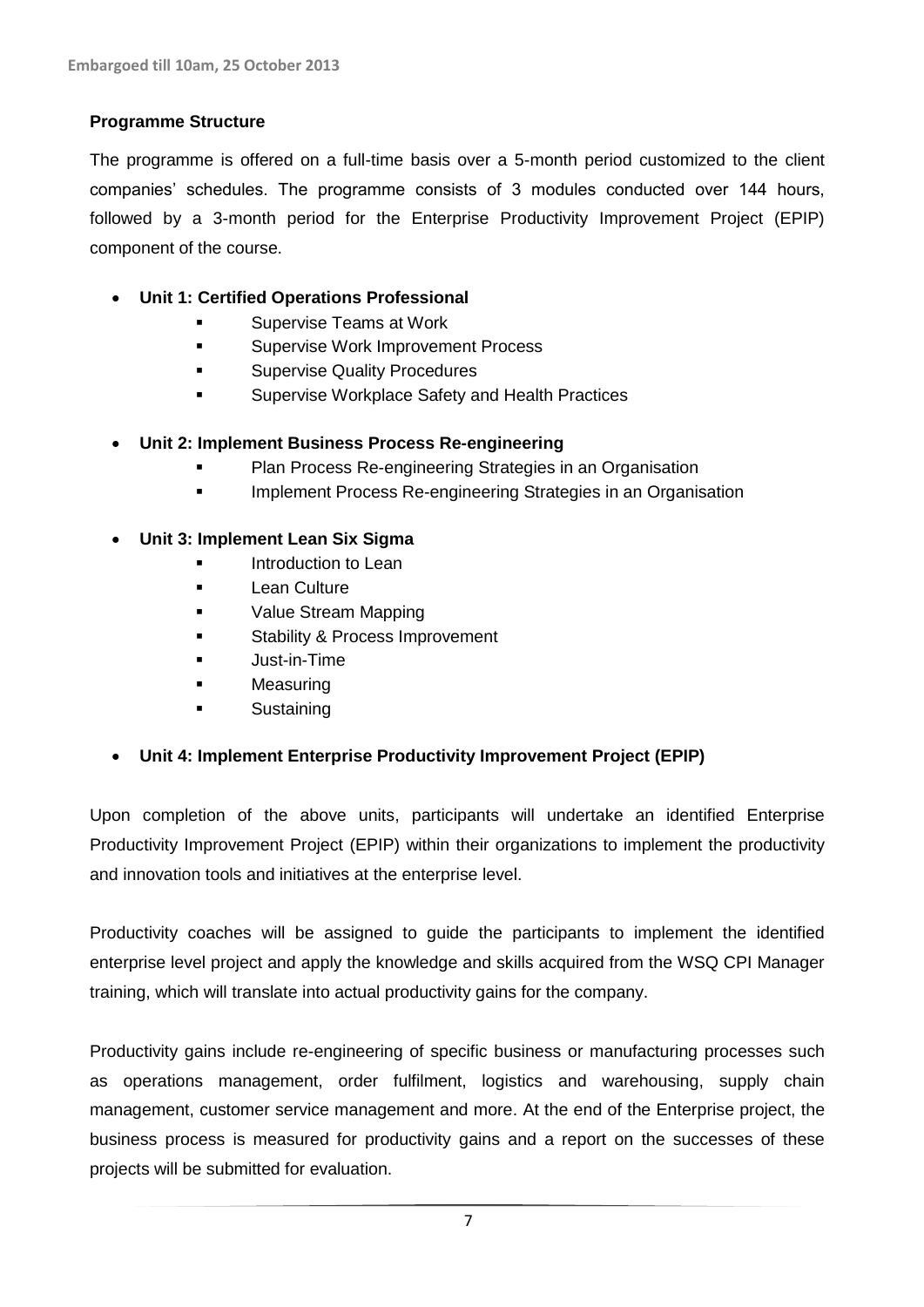**Programme Structure**

The programme is offered on a full-time basis over a 5-month period customized to the client companies' schedules. The programme consists of 3 modules conducted over 144 hours, followed by a 3-month period for the Enterprise Productivity Improvement Project (EPIP) component of the course.

- **Unit 1: Certified Operations Professional**
  - Supervise Teams at Work
  - Supervise Work Improvement Process
  - Supervise Quality Procedures
  - Supervise Workplace Safety and Health Practices

- **Unit 2: Implement Business Process Re-engineering**
  - Plan Process Re-engineering Strategies in an Organisation
  - Implement Process Re-engineering Strategies in an Organisation

- **Unit 3: Implement Lean Six Sigma**
  - Introduction to Lean
  - Lean Culture
  - Value Stream Mapping
  - Stability & Process Improvement
  - Just-in-Time
  - Measuring
  - Sustaining

- **Unit 4: Implement Enterprise Productivity Improvement Project (EPIP)**

Upon completion of the above units, participants will undertake an identified Enterprise Productivity Improvement Project (EPIP) within their organizations to implement the productivity and innovation tools and initiatives at the enterprise level.

Productivity coaches will be assigned to guide the participants to implement the identified enterprise level project and apply the knowledge and skills acquired from the WSQ CPI Manager training, which will translate into actual productivity gains for the company.

Productivity gains include re-engineering of specific business or manufacturing processes such as operations management, order fulfilment, logistics and warehousing, supply chain management, customer service management and more. At the end of the Enterprise project, the business process is measured for productivity gains and a report on the successes of these projects will be submitted for evaluation.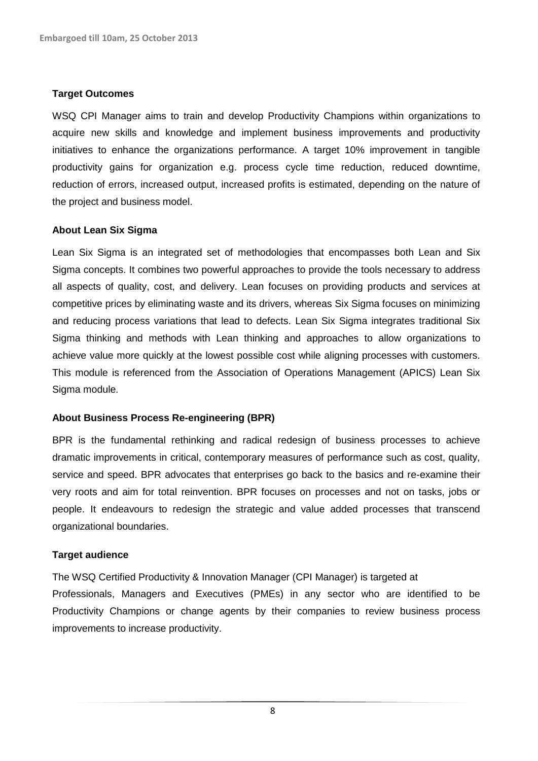**Target Outcomes**

WSQ CPI Manager aims to train and develop Productivity Champions within organizations to acquire new skills and knowledge and implement business improvements and productivity initiatives to enhance the organizations performance. A target 10% improvement in tangible productivity gains for organization e.g. process cycle time reduction, reduced downtime, reduction of errors, increased output, increased profits is estimated, depending on the nature of the project and business model.

**About Lean Six Sigma**

Lean Six Sigma is an integrated set of methodologies that encompasses both Lean and Six Sigma concepts. It combines two powerful approaches to provide the tools necessary to address all aspects of quality, cost, and delivery. Lean focuses on providing products and services at competitive prices by eliminating waste and its drivers, whereas Six Sigma focuses on minimizing and reducing process variations that lead to defects. Lean Six Sigma integrates traditional Six Sigma thinking and methods with Lean thinking and approaches to allow organizations to achieve value more quickly at the lowest possible cost while aligning processes with customers. This module is referenced from the Association of Operations Management (APICS) Lean Six Sigma module.

**About Business Process Re-engineering (BPR)**

BPR is the fundamental rethinking and radical redesign of business processes to achieve dramatic improvements in critical, contemporary measures of performance such as cost, quality, service and speed. BPR advocates that enterprises go back to the basics and re-examine their very roots and aim for total reinvention. BPR focuses on processes and not on tasks, jobs or people. It endeavours to redesign the strategic and value added processes that transcend organizational boundaries.

**Target audience**

The WSQ Certified Productivity & Innovation Manager (CPI Manager) is targeted at Professionals, Managers and Executives (PMEs) in any sector who are identified to be Productivity Champions or change agents by their companies to review business process improvements to increase productivity.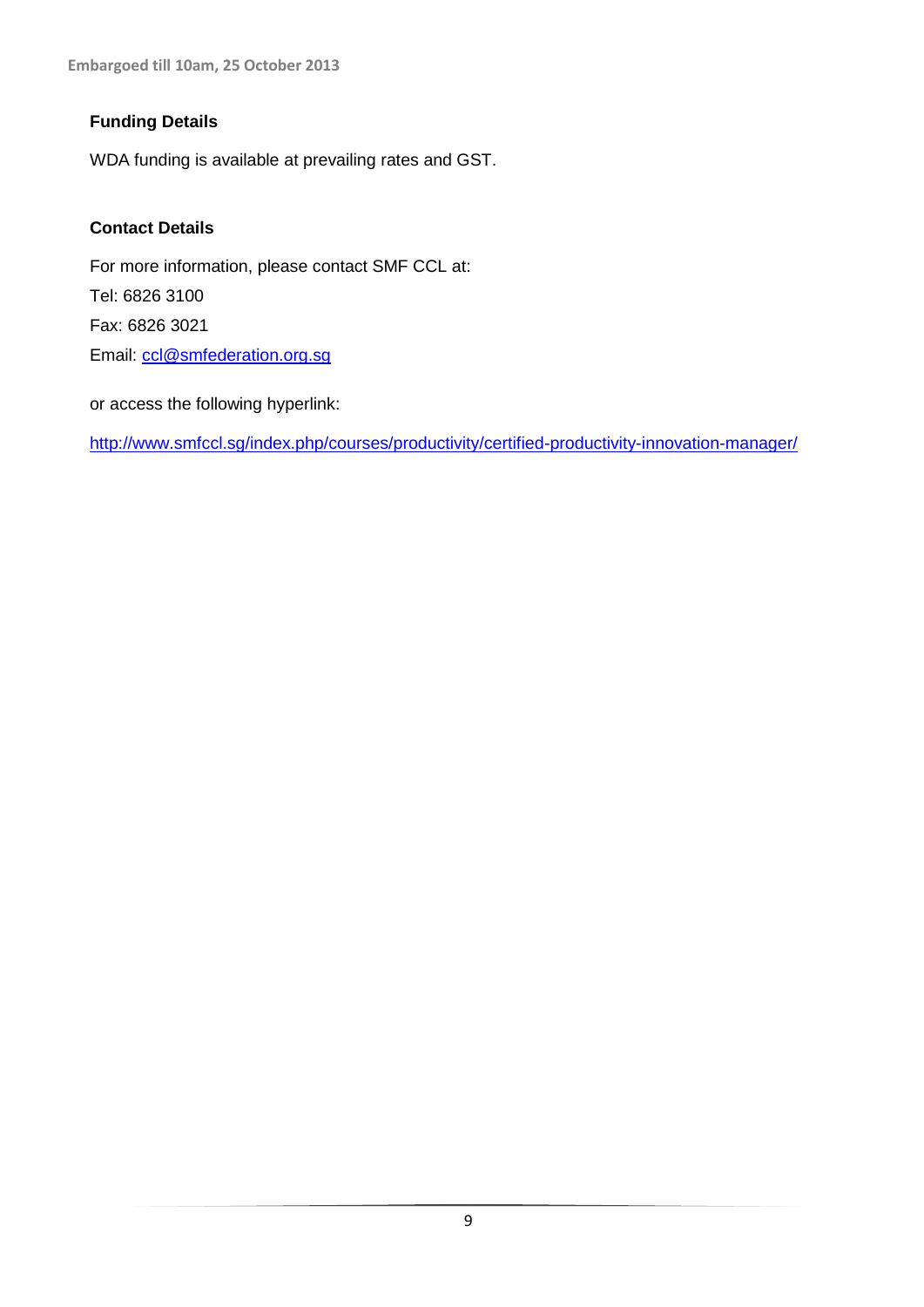**Funding Details**

WDA funding is available at prevailing rates and GST.

**Contact Details**

For more information, please contact SMF CCL at:

Tel: 6826 3100

Fax: 6826 3021

Email: ccl@smfederation.org.sg

or access the following hyperlink:

http://www.smfccl.sg/index.php/courses/productivity/certified-productivity-innovation-manager/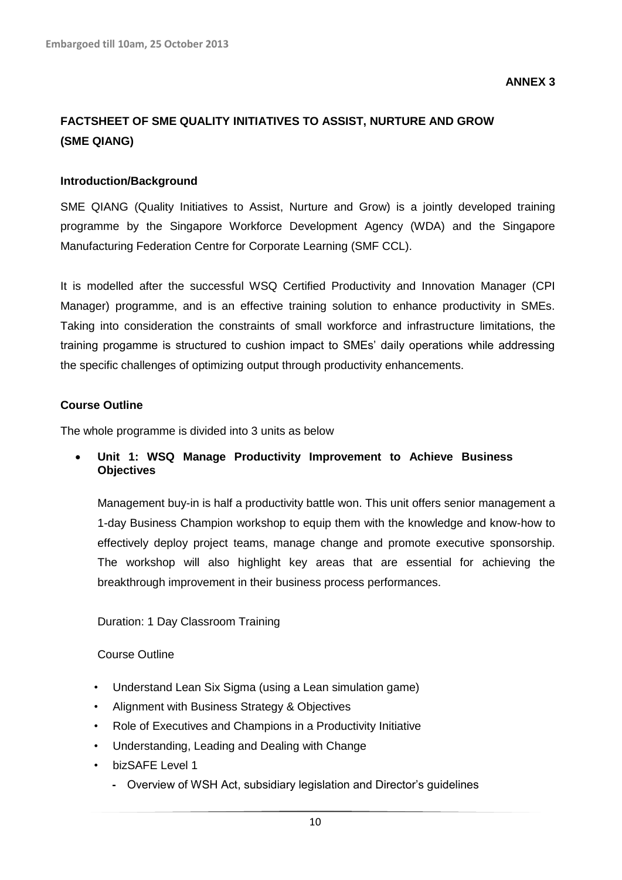**ANNEX 3**

## FACTSHEET OF SME QUALITY INITIATIVES TO ASSIST, NURTURE AND GROW (SME QIANG)

### Introduction/Background

SME QIANG (Quality Initiatives to Assist, Nurture and Grow) is a jointly developed training programme by the Singapore Workforce Development Agency (WDA) and the Singapore Manufacturing Federation Centre for Corporate Learning (SMF CCL).

It is modelled after the successful WSQ Certified Productivity and Innovation Manager (CPI Manager) programme, and is an effective training solution to enhance productivity in SMEs. Taking into consideration the constraints of small workforce and infrastructure limitations, the training progamme is structured to cushion impact to SMEs' daily operations while addressing the specific challenges of optimizing output through productivity enhancements.

### Course Outline

The whole programme is divided into 3 units as below

- **Unit 1: WSQ Manage Productivity Improvement to Achieve Business Objectives**

  Management buy-in is half a productivity battle won. This unit offers senior management a 1-day Business Champion workshop to equip them with the knowledge and know-how to effectively deploy project teams, manage change and promote executive sponsorship. The workshop will also highlight key areas that are essential for achieving the breakthrough improvement in their business process performances.

  Duration: 1 Day Classroom Training

  Course Outline

  - Understand Lean Six Sigma (using a Lean simulation game)
  - Alignment with Business Strategy & Objectives
  - Role of Executives and Champions in a Productivity Initiative
  - Understanding, Leading and Dealing with Change
  - bizSAFE Level 1
    - Overview of WSH Act, subsidiary legislation and Director's guidelines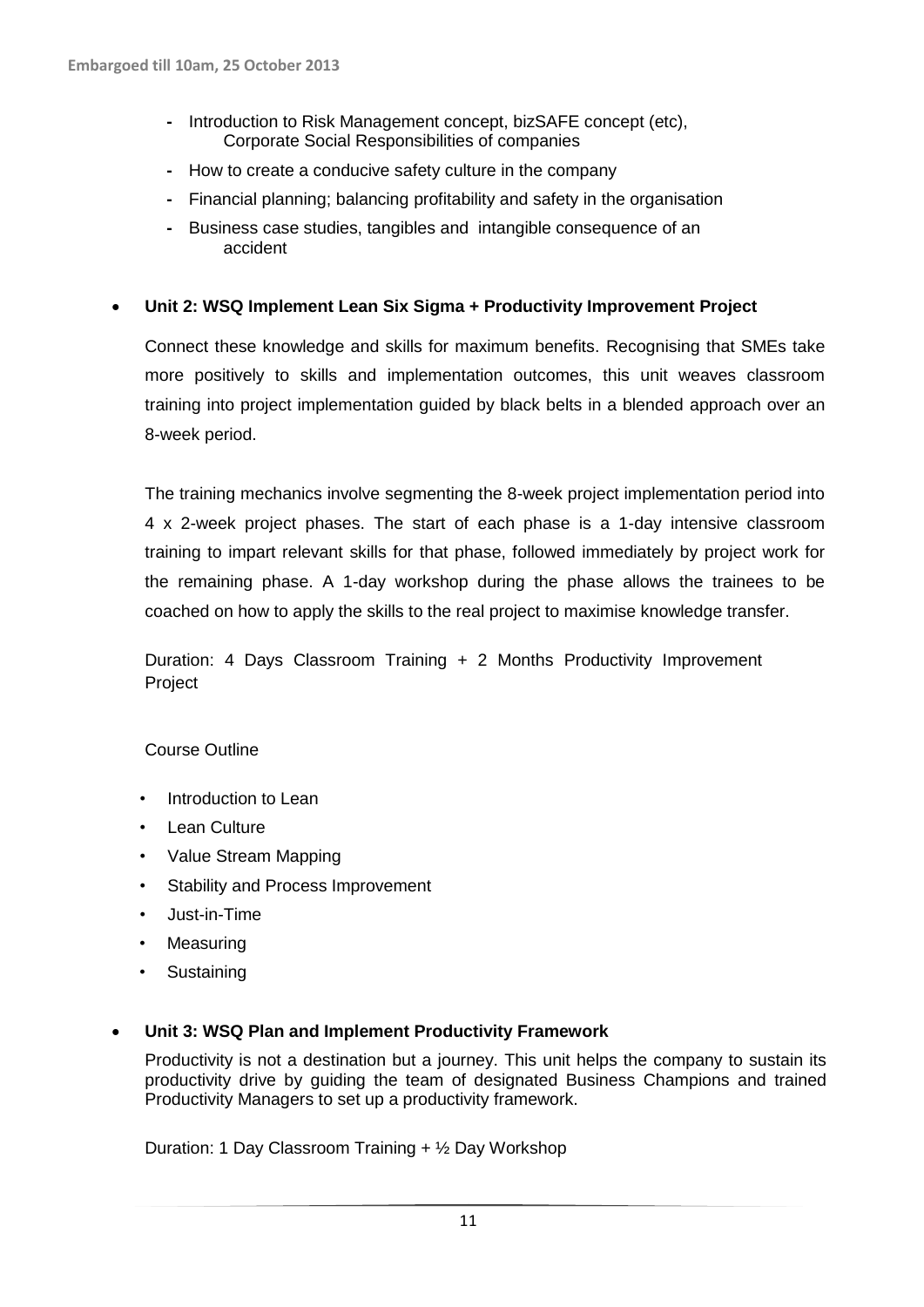- Introduction to Risk Management concept, bizSAFE concept (etc), Corporate Social Responsibilities of companies
- How to create a conducive safety culture in the company
- Financial planning; balancing profitability and safety in the organisation
- Business case studies, tangibles and intangible consequence of an accident

- **Unit 2: WSQ Implement Lean Six Sigma + Productivity Improvement Project**

  Connect these knowledge and skills for maximum benefits. Recognising that SMEs take more positively to skills and implementation outcomes, this unit weaves classroom training into project implementation guided by black belts in a blended approach over an 8-week period.

  The training mechanics involve segmenting the 8-week project implementation period into 4 x 2-week project phases. The start of each phase is a 1-day intensive classroom training to impart relevant skills for that phase, followed immediately by project work for the remaining phase. A 1-day workshop during the phase allows the trainees to be coached on how to apply the skills to the real project to maximise knowledge transfer.

  Duration: 4 Days Classroom Training + 2 Months Productivity Improvement Project

  Course Outline

  - Introduction to Lean
  - Lean Culture
  - Value Stream Mapping
  - Stability and Process Improvement
  - Just-in-Time
  - Measuring
  - Sustaining

- **Unit 3: WSQ Plan and Implement Productivity Framework**

  Productivity is not a destination but a journey. This unit helps the company to sustain its productivity drive by guiding the team of designated Business Champions and trained Productivity Managers to set up a productivity framework.

  Duration: 1 Day Classroom Training + ½ Day Workshop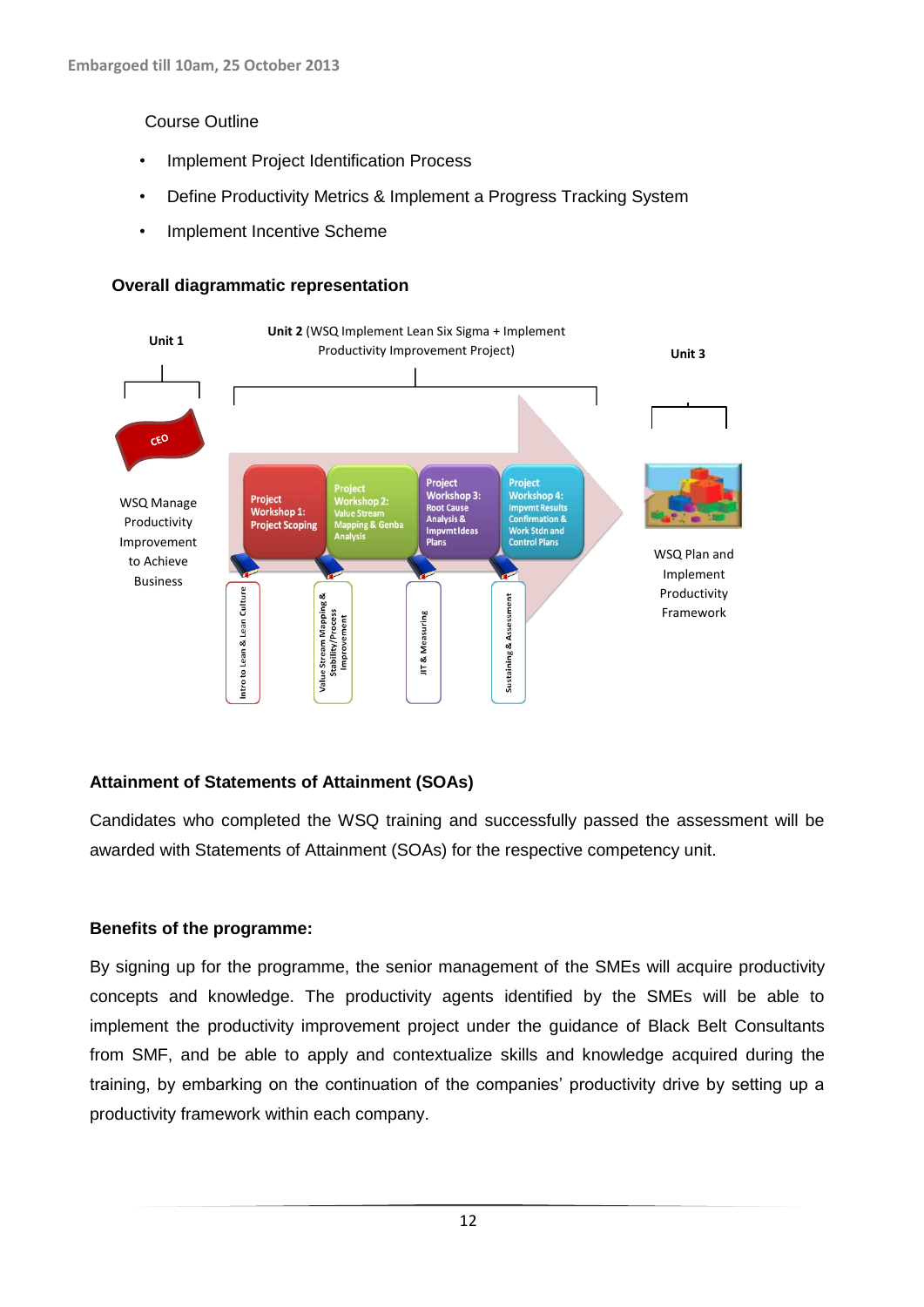Embargoed till 10am, 25 October 2013

Course Outline

- Implement Project Identification Process
- Define Productivity Metrics & Implement a Progress Tracking System
- Implement Incentive Scheme

**Overall diagrammatic representation**

**Unit 1**

CEO

WSQ Manage Productivity Improvement to Achieve Business

**Unit 2** (WSQ Implement Lean Six Sigma + Implement Productivity Improvement Project)

Project Workshop 1: Project Scoping

Project Workshop 2: Value Stream Mapping & Genba Analysis

Project Workshop 3: Root Cause Analysis & Impvmt Ideas Plans

Project Workshop 4: Impvmt Results Confirmation & Work Stdn and Control Plans

Intro to Lean & Lean Culture

Value Stream Mapping & Stability/Process Improvement

JIT & Measuring

Sustaining & Assessment

**Unit 3**

WSQ Plan and Implement Productivity Framework

**Attainment of Statements of Attainment (SOAs)**

Candidates who completed the WSQ training and successfully passed the assessment will be awarded with Statements of Attainment (SOAs) for the respective competency unit.

**Benefits of the programme:**

By signing up for the programme, the senior management of the SMEs will acquire productivity concepts and knowledge. The productivity agents identified by the SMEs will be able to implement the productivity improvement project under the guidance of Black Belt Consultants from SMF, and be able to apply and contextualize skills and knowledge acquired during the training, by embarking on the continuation of the companies' productivity drive by setting up a productivity framework within each company.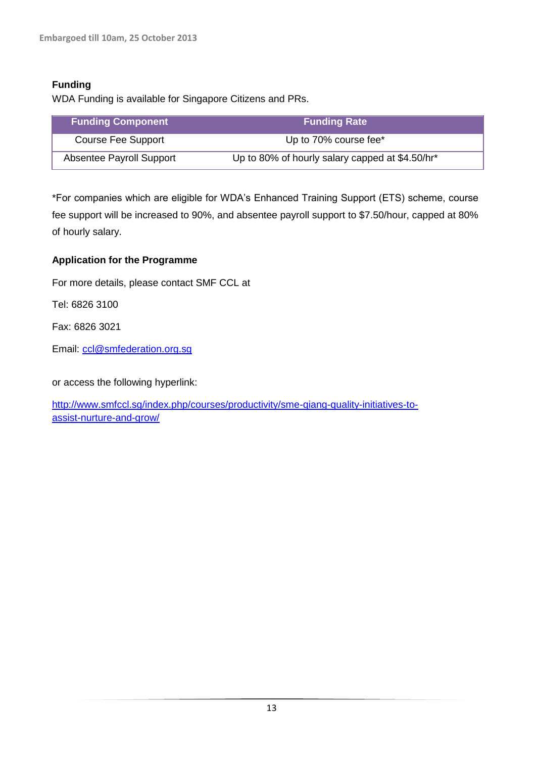**Funding**

WDA Funding is available for Singapore Citizens and PRs.

| Funding Component | Funding Rate |
| --- | --- |
| Course Fee Support | Up to 70% course fee* |
| Absentee Payroll Support | Up to 80% of hourly salary capped at $4.50/hr* |

*For companies which are eligible for WDA's Enhanced Training Support (ETS) scheme, course fee support will be increased to 90%, and absentee payroll support to $7.50/hour, capped at 80% of hourly salary.

**Application for the Programme**

For more details, please contact SMF CCL at

Tel: 6826 3100

Fax: 6826 3021

Email: ccl@smfederation.org.sg

or access the following hyperlink:

http://www.smfccl.sg/index.php/courses/productivity/sme-qiang-quality-initiatives-to-assist-nurture-and-grow/